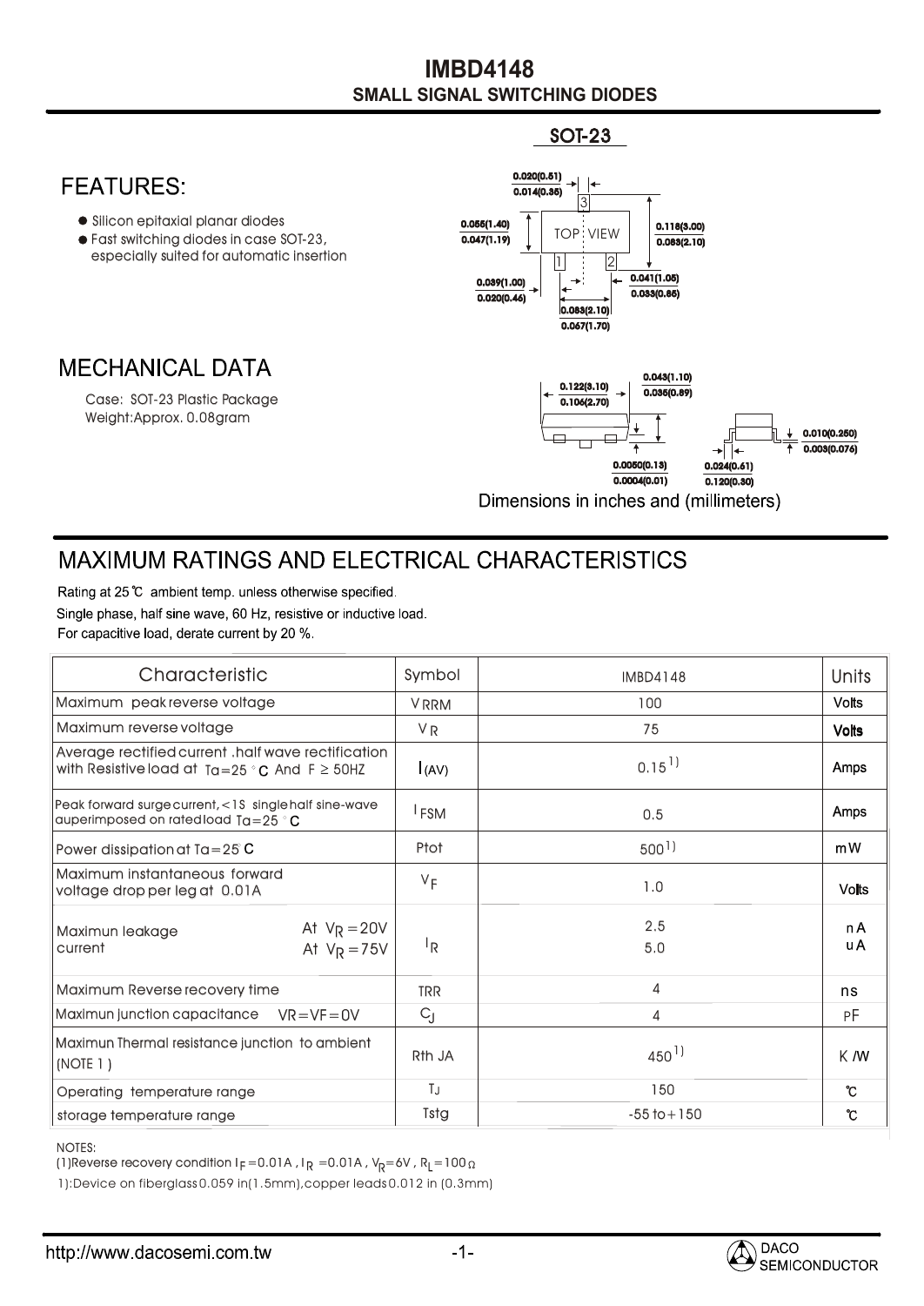# IMBD4148

## SMALL SIGNAL SWITCHING DIODES

SOT-23

## FEATURES:

- Silicon epitaxial planar diodes
- Fast switching diodes in case SOT-23, especially suited for automatic insertion

## MECHANICAL DATA

Case: SOT-23 Plastic Package
Weight:Approx. 0.08gram

Dimensions in inches and (millimeters)

## MAXIMUM RATINGS AND ELECTRICAL CHARACTERISTICS

Rating at 25℃ ambient temp. unless otherwise specified.
Single phase, half sine wave, 60 Hz, resistive or inductive load.
For capacitive load, derate current by 20 %.

| Characteristic | Symbol | IMBD4148 | Units |
|---|---|---|---|
| Maximum peak reverse voltage | $V_{RRM}$ | 100 | Volts |
| Maximum reverse voltage | $V_R$ | 75 | Volts |
| Average rectified current .half wave rectification with Resistive load at Ta=25°C And F ≥ 50HZ | $I_{(AV)}$ | 0.15 1) | Amps |
| Peak forward surge current,<1S single half sine-wave auperimposed on rated load Ta=25°C | $I_{FSM}$ | 0.5 | Amps |
| Power dissipation at Ta=25°C | Ptot | 500 1) | mW |
| Maximum instantaneous forward voltage drop per leg at 0.01A | $V_F$ | 1.0 | Volts |
| Maximun leakage current At $V_R$=20V | $I_R$ | 2.5 | nA |
| Maximun leakage current At $V_R$=75V | $I_R$ | 5.0 | uA |
| Maximum Reverse recovery time | TRR | 4 | ns |
| Maximun junction capacitance VR=VF=0V | $C_J$ | 4 | PF |
| Maximun Thermal resistance junction to ambient (NOTE 1) | Rth JA | 450 1) | K/W |
| Operating temperature range | $T_J$ | 150 | ℃ |
| storage temperature range | Tstg | -55 to+150 | ℃ |

NOTES:
(1)Reverse recovery condition $I_F$=0.01A , $I_R$ =0.01A , $V_R$=6V , $R_L$=100Ω

1):Device on fiberglass 0.059 in(1.5mm),copper leads 0.012 in (0.3mm)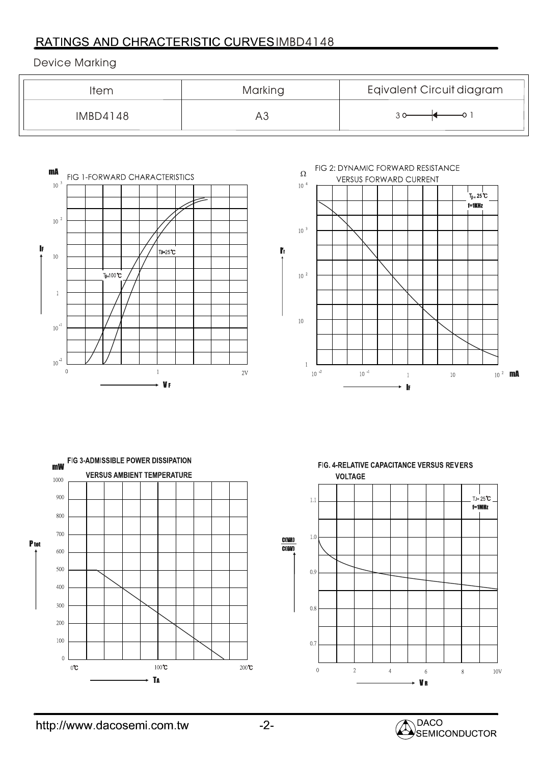## RATINGS AND CHRACTERISTIC CURVES IMBD4148

Device Marking

| Item | Marking | Eqivalent Circuit diagram |
| --- | --- | --- |
| IMBD4148 | A3 | 3 o——◄——o 1 |

FIG 1-FORWARD CHARACTERISTICS

mA

$10^3$, $10^2$, 10, 1, $10^{-1}$, $10^{-2}$

$I_F$

$T_J$=25℃

$T_J$=100℃

0, 1, 2V

$V_F$

FIG 2: DYNAMIC FORWARD RESISTANCE VERSUS FORWARD CURRENT

Ω

$10^4$, $10^3$, $10^2$, 10, 1

$r_f$

$T_J$= 25℃

f=1KHz

$10^{-2}$, $10^{-1}$, 1, 10, $10^2$ mA

$I_F$

FIG 3-ADMISSIBLE POWER DISSIPATION VERSUS AMBIENT TEMPERATURE

mW

1000, 900, 800, 700, 600, 500, 400, 300, 200, 100, 0

$P_{tot}$

0℃, 100℃, 200℃

$T_A$

FIG. 4-RELATIVE CAPACITANCE VERSUS REVERS VOLTAGE

$\frac{C(V_R)}{C(0V)}$

1.1, 1.0, 0.9, 0.8, 0.7

TJ= 25℃

f=1MHz

0, 2, 4, 6, 8, 10V

$V_R$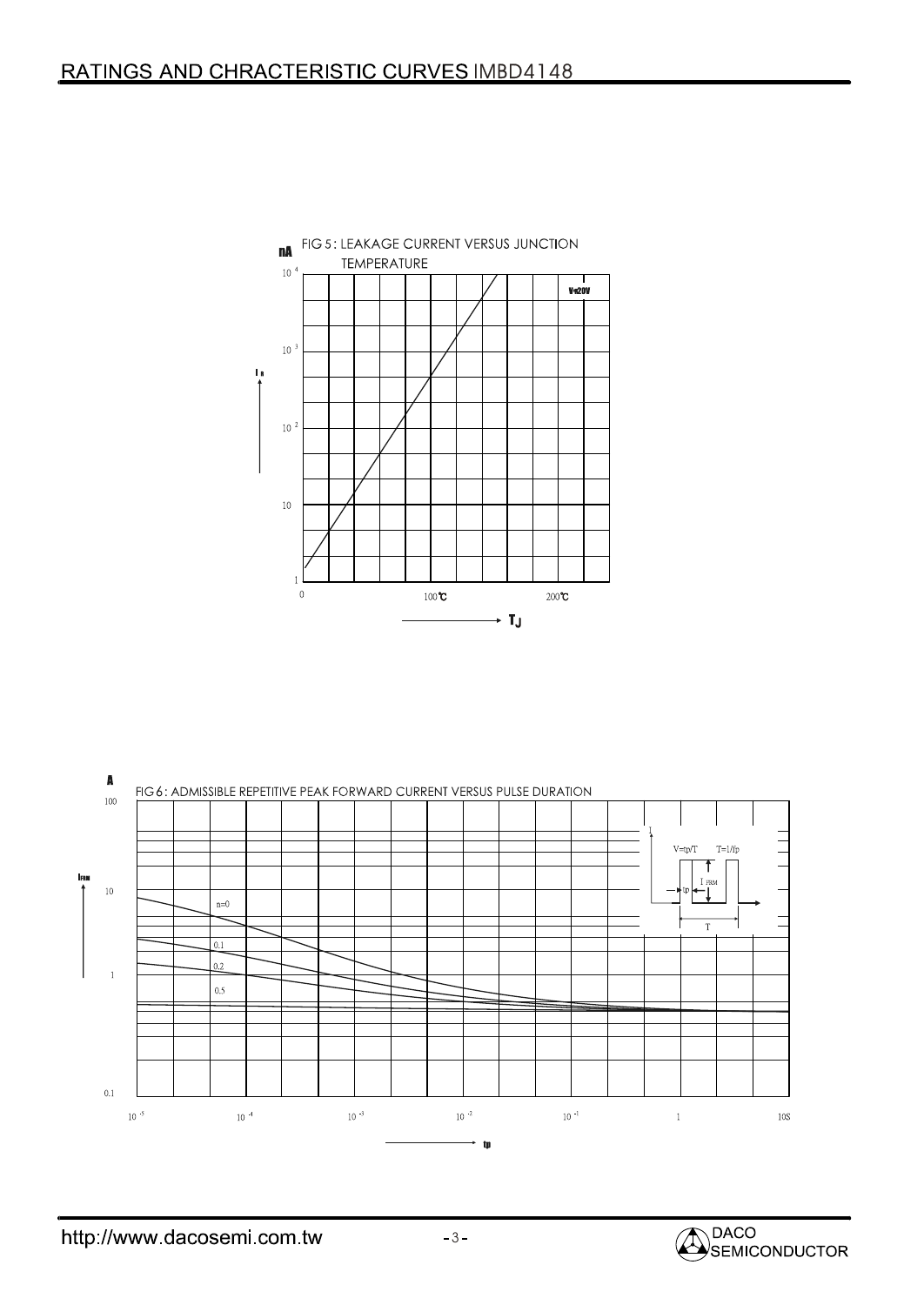## RATINGS AND CHRACTERISTIC CURVES IMBD4148

FIG 5: LEAKAGE CURRENT VERSUS JUNCTION TEMPERATURE

nA

$10^4$

$10^3$

$10^2$

10

1

$I_R$

V=20V

0

100℃

200℃

$T_J$

FIG 6: ADMISSIBLE REPETITIVE PEAK FORWARD CURRENT VERSUS PULSE DURATION

A

100

10

1

0.1

$I_{FRM}$

n=0

0.1

0.2

0.5

I

V=tp/T

T=1/fp

$I_{FRM}$

tp

T

$10^{-5}$

$10^{-4}$

$10^{-3}$

$10^{-2}$

$10^{-1}$

1

10S

tp

http://www.dacosemi.com.tw

DACO SEMICONDUCTOR